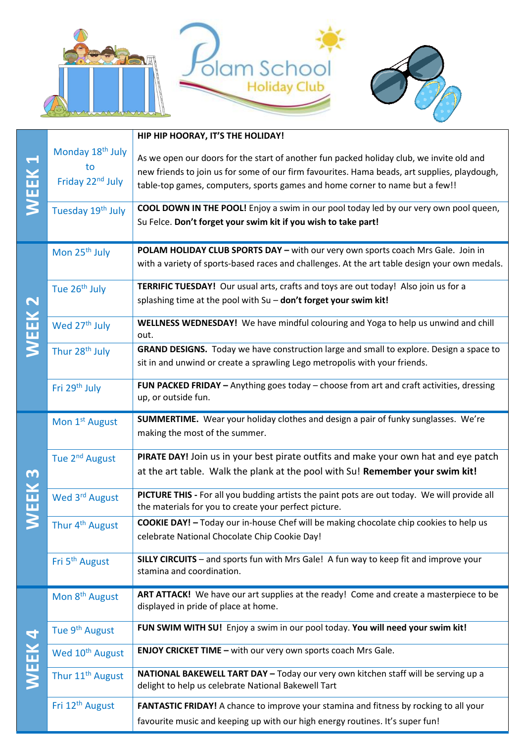# Polam School Holiday Club

| Week | Date | Activity |
|---|---|---|
| WEEK 1 | Monday 18th July to Friday 22nd July | **HIP HIP HOORAY, IT'S THE HOLIDAY!** As we open our doors for the start of another fun packed holiday club, we invite old and new friends to join us for some of our firm favourites. Hama beads, art supplies, playdough, table-top games, computers, sports games and home corner to name but a few!! |
| | Tuesday 19th July | **COOL DOWN IN THE POOL!** Enjoy a swim in our pool today led by our very own pool queen, Su Felce. **Don't forget your swim kit if you wish to take part!** |
| WEEK 2 | Mon 25th July | **POLAM HOLIDAY CLUB SPORTS DAY –** with our very own sports coach Mrs Gale. Join in with a variety of sports-based races and challenges. At the art table design your own medals. |
| | Tue 26th July | **TERRIFIC TUESDAY!** Our usual arts, crafts and toys are out today! Also join us for a splashing time at the pool with Su – **don't forget your swim kit!** |
| | Wed 27th July | **WELLNESS WEDNESDAY!** We have mindful colouring and Yoga to help us unwind and chill out. |
| | Thur 28th July | **GRAND DESIGNS.** Today we have construction large and small to explore. Design a space to sit in and unwind or create a sprawling Lego metropolis with your friends. |
| | Fri 29th July | **FUN PACKED FRIDAY –** Anything goes today – choose from art and craft activities, dressing up, or outside fun. |
| WEEK 3 | Mon 1st August | **SUMMERTIME.** Wear your holiday clothes and design a pair of funky sunglasses. We're making the most of the summer. |
| | Tue 2nd August | **PIRATE DAY!** Join us in your best pirate outfits and make your own hat and eye patch at the art table. Walk the plank at the pool with Su! **Remember your swim kit!** |
| | Wed 3rd August | **PICTURE THIS -** For all you budding artists the paint pots are out today. We will provide all the materials for you to create your perfect picture. |
| | Thur 4th August | **COOKIE DAY! –** Today our in-house Chef will be making chocolate chip cookies to help us celebrate National Chocolate Chip Cookie Day! |
| | Fri 5th August | **SILLY CIRCUITS** – and sports fun with Mrs Gale! A fun way to keep fit and improve your stamina and coordination. |
| WEEK 4 | Mon 8th August | **ART ATTACK!** We have our art supplies at the ready! Come and create a masterpiece to be displayed in pride of place at home. |
| | Tue 9th August | **FUN SWIM WITH SU!** Enjoy a swim in our pool today. **You will need your swim kit!** |
| | Wed 10th August | **ENJOY CRICKET TIME –** with our very own sports coach Mrs Gale. |
| | Thur 11th August | **NATIONAL BAKEWELL TART DAY –** Today our very own kitchen staff will be serving up a delight to help us celebrate National Bakewell Tart |
| | Fri 12th August | **FANTASTIC FRIDAY!** A chance to improve your stamina and fitness by rocking to all your favourite music and keeping up with our high energy routines. It's super fun! |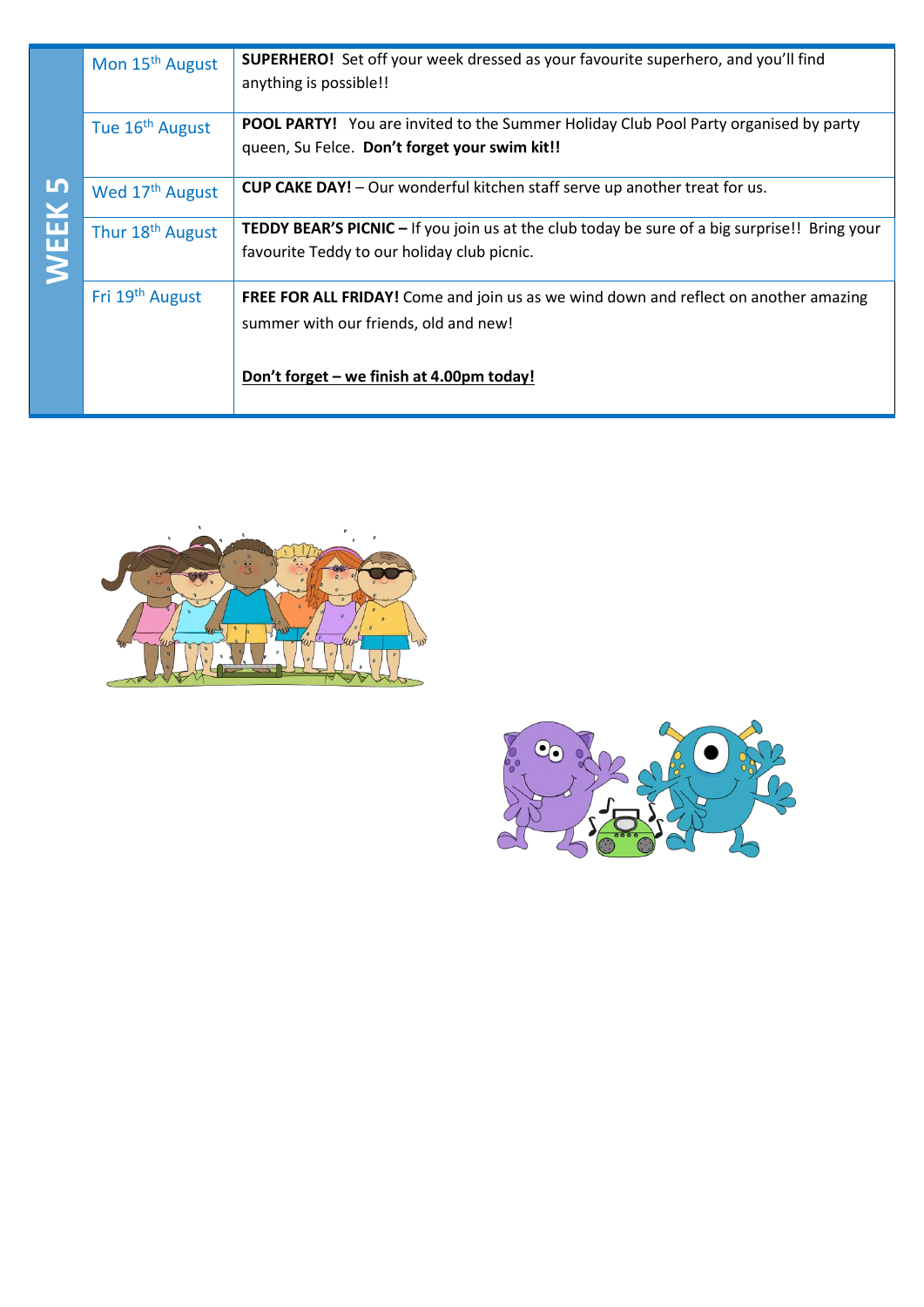| | | |
|---|---|---|
| **WEEK 5** | Mon 15th August | **SUPERHERO!** Set off your week dressed as your favourite superhero, and you'll find anything is possible!! |
| | Tue 16th August | **POOL PARTY!** You are invited to the Summer Holiday Club Pool Party organised by party queen, Su Felce. **Don't forget your swim kit!!** |
| | Wed 17th August | **CUP CAKE DAY!** – Our wonderful kitchen staff serve up another treat for us. |
| | Thur 18th August | **TEDDY BEAR'S PICNIC –** If you join us at the club today be sure of a big surprise!! Bring your favourite Teddy to our holiday club picnic. |
| | Fri 19th August | **FREE FOR ALL FRIDAY!** Come and join us as we wind down and reflect on another amazing summer with our friends, old and new!<br><br>**Don't forget – we finish at 4.00pm today!** |